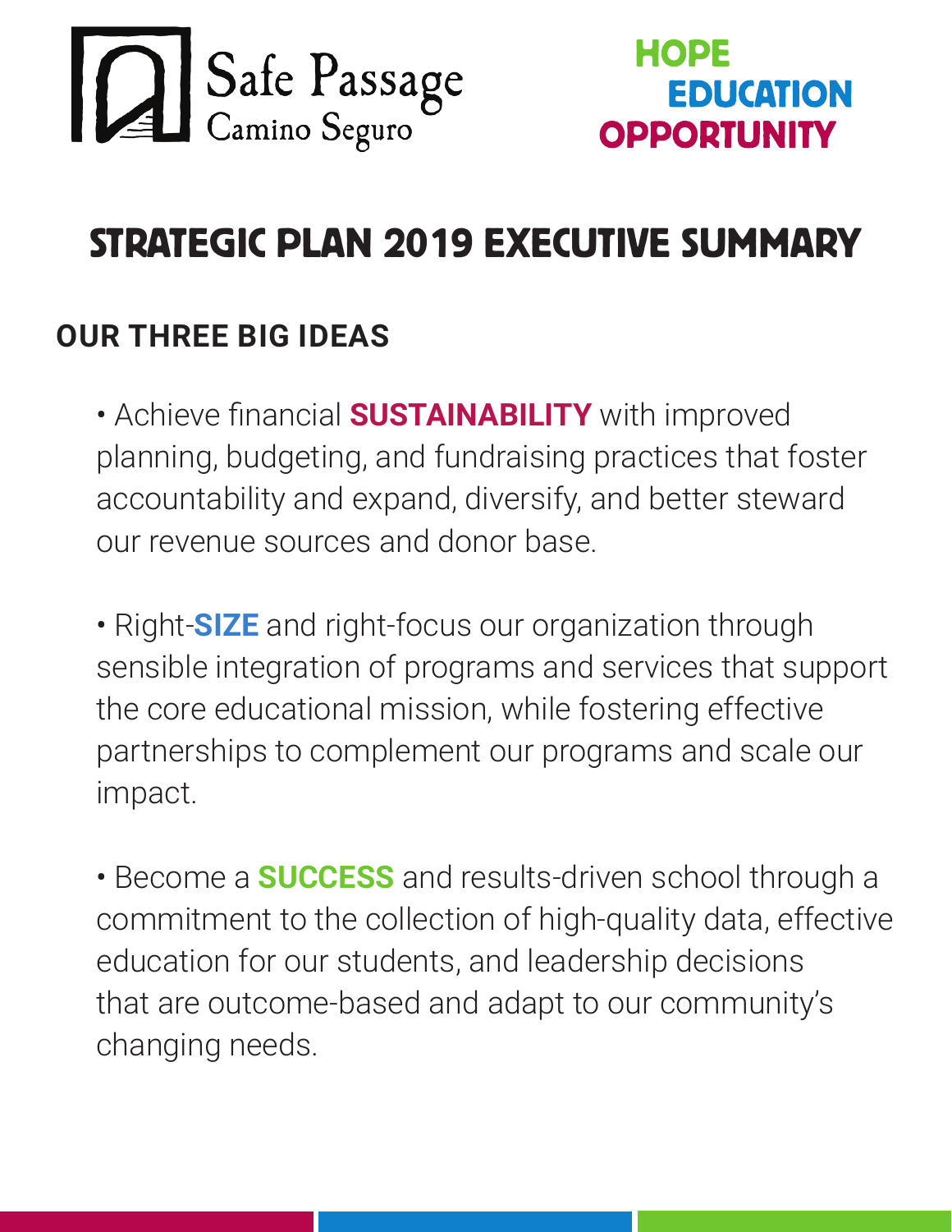Safe Passage
Camino Seguro

HOPE
EDUCATION
OPPORTUNITY

# STRATEGIC PLAN 2019 EXECUTIVE SUMMARY

## OUR THREE BIG IDEAS

- Achieve financial **SUSTAINABILITY** with improved planning, budgeting, and fundraising practices that foster accountability and expand, diversify, and better steward our revenue sources and donor base.

- Right-**SIZE** and right-focus our organization through sensible integration of programs and services that support the core educational mission, while fostering effective partnerships to complement our programs and scale our impact.

- Become a **SUCCESS** and results-driven school through a commitment to the collection of high-quality data, effective education for our students, and leadership decisions that are outcome-based and adapt to our community's changing needs.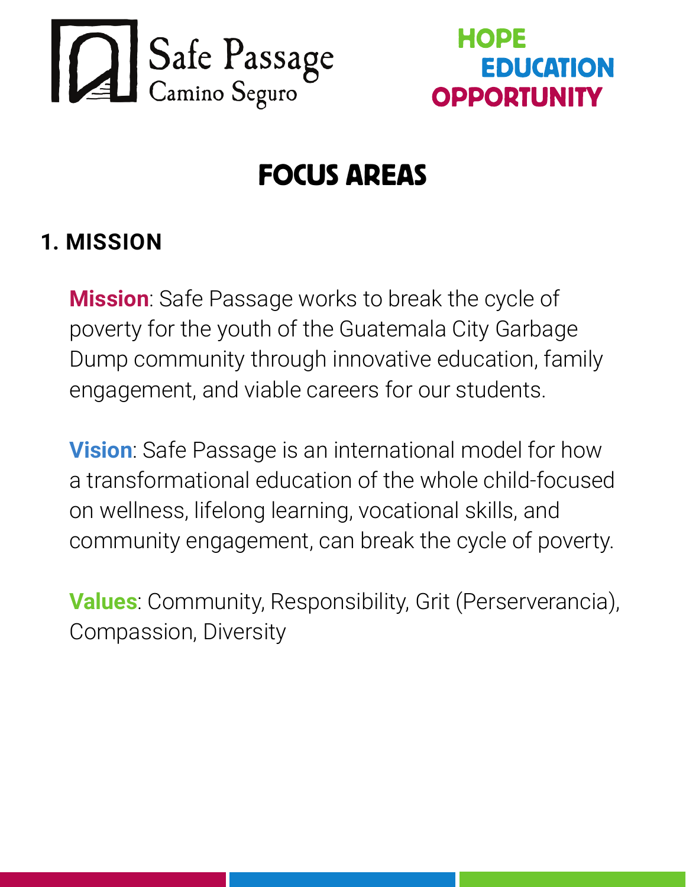Safe Passage
Camino Seguro

HOPE
EDUCATION
OPPORTUNITY

# FOCUS AREAS

## 1. MISSION

**Mission**: Safe Passage works to break the cycle of poverty for the youth of the Guatemala City Garbage Dump community through innovative education, family engagement, and viable careers for our students.

**Vision**: Safe Passage is an international model for how a transformational education of the whole child-focused on wellness, lifelong learning, vocational skills, and community engagement, can break the cycle of poverty.

**Values**: Community, Responsibility, Grit (Perserverancia), Compassion, Diversity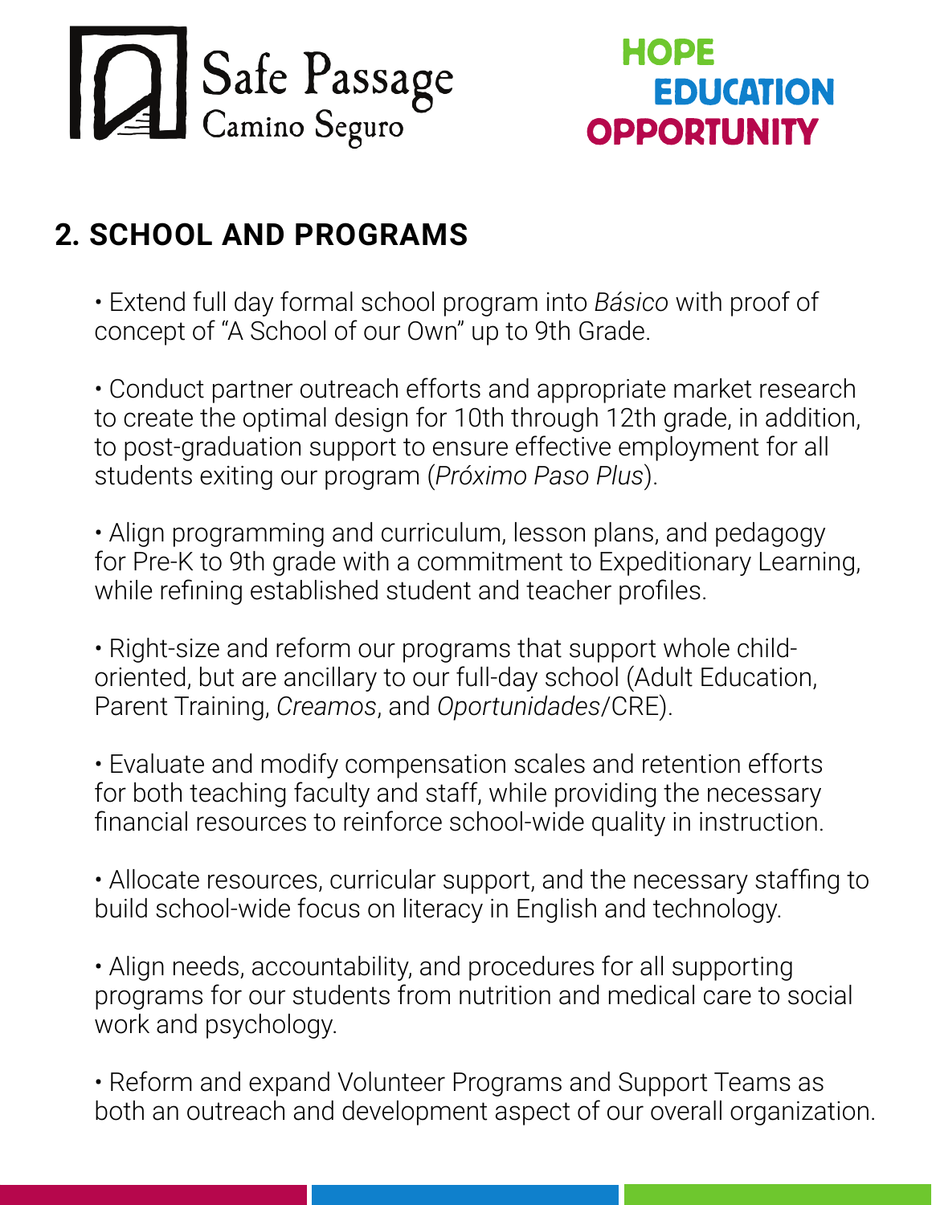## 2. SCHOOL AND PROGRAMS

- Extend full day formal school program into *Básico* with proof of concept of "A School of our Own" up to 9th Grade.

- Conduct partner outreach efforts and appropriate market research to create the optimal design for 10th through 12th grade, in addition, to post-graduation support to ensure effective employment for all students exiting our program (*Próximo Paso Plus*).

- Align programming and curriculum, lesson plans, and pedagogy for Pre-K to 9th grade with a commitment to Expeditionary Learning, while refining established student and teacher profiles.

- Right-size and reform our programs that support whole child-oriented, but are ancillary to our full-day school (Adult Education, Parent Training, *Creamos*, and *Oportunidades*/CRE).

- Evaluate and modify compensation scales and retention efforts for both teaching faculty and staff, while providing the necessary financial resources to reinforce school-wide quality in instruction.

- Allocate resources, curricular support, and the necessary staffing to build school-wide focus on literacy in English and technology.

- Align needs, accountability, and procedures for all supporting programs for our students from nutrition and medical care to social work and psychology.

- Reform and expand Volunteer Programs and Support Teams as both an outreach and development aspect of our overall organization.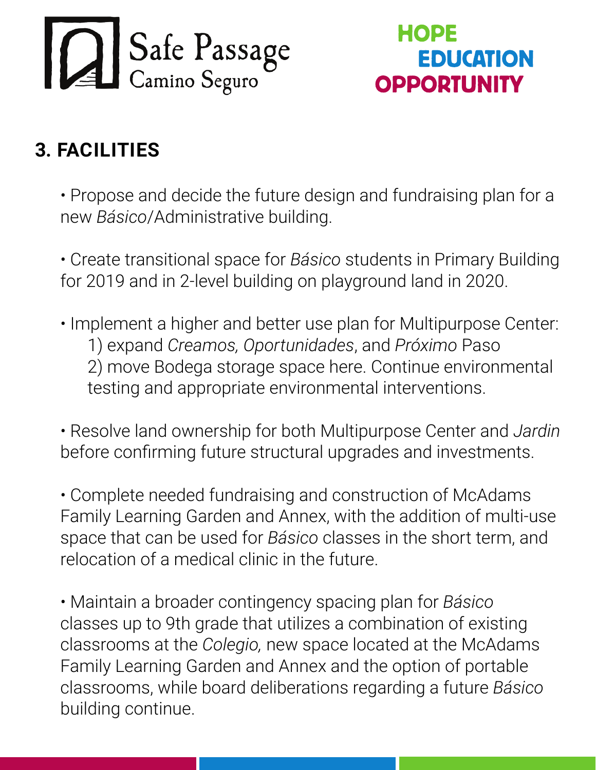## 3. FACILITIES

- Propose and decide the future design and fundraising plan for a new *Básico*/Administrative building.

- Create transitional space for *Básico* students in Primary Building for 2019 and in 2-level building on playground land in 2020.

- Implement a higher and better use plan for Multipurpose Center:
  1) expand *Creamos, Oportunidades*, and *Próximo* Paso
  2) move Bodega storage space here. Continue environmental testing and appropriate environmental interventions.

- Resolve land ownership for both Multipurpose Center and *Jardin* before confirming future structural upgrades and investments.

- Complete needed fundraising and construction of McAdams Family Learning Garden and Annex, with the addition of multi-use space that can be used for *Básico* classes in the short term, and relocation of a medical clinic in the future.

- Maintain a broader contingency spacing plan for *Básico* classes up to 9th grade that utilizes a combination of existing classrooms at the *Colegio,* new space located at the McAdams Family Learning Garden and Annex and the option of portable classrooms, while board deliberations regarding a future *Básico* building continue.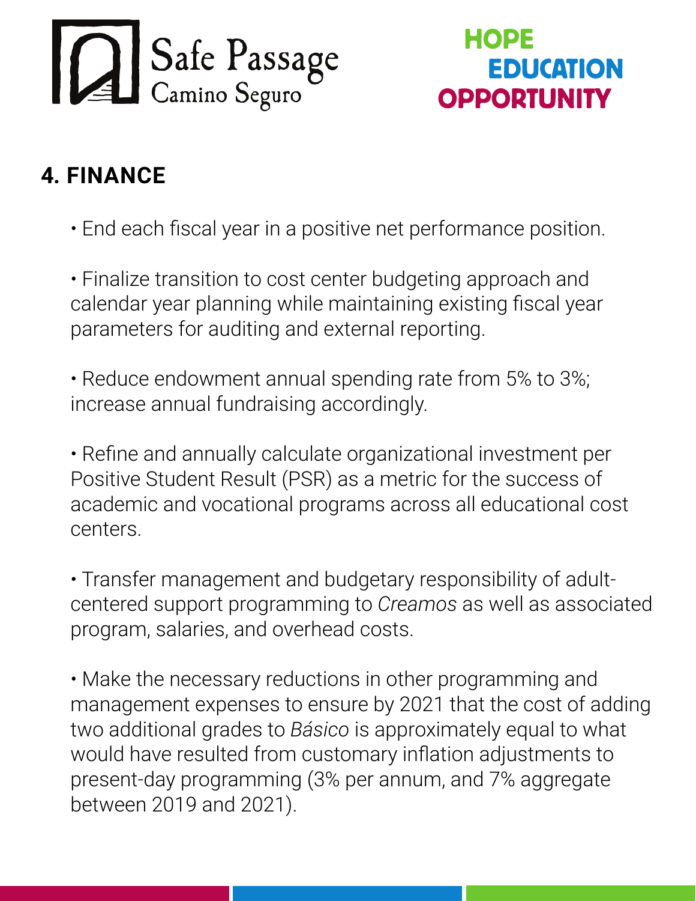## 4. FINANCE

- End each fiscal year in a positive net performance position.
- Finalize transition to cost center budgeting approach and calendar year planning while maintaining existing fiscal year parameters for auditing and external reporting.
- Reduce endowment annual spending rate from 5% to 3%; increase annual fundraising accordingly.
- Refine and annually calculate organizational investment per Positive Student Result (PSR) as a metric for the success of academic and vocational programs across all educational cost centers.
- Transfer management and budgetary responsibility of adult-centered support programming to *Creamos* as well as associated program, salaries, and overhead costs.
- Make the necessary reductions in other programming and management expenses to ensure by 2021 that the cost of adding two additional grades to *Básico* is approximately equal to what would have resulted from customary inflation adjustments to present-day programming (3% per annum, and 7% aggregate between 2019 and 2021).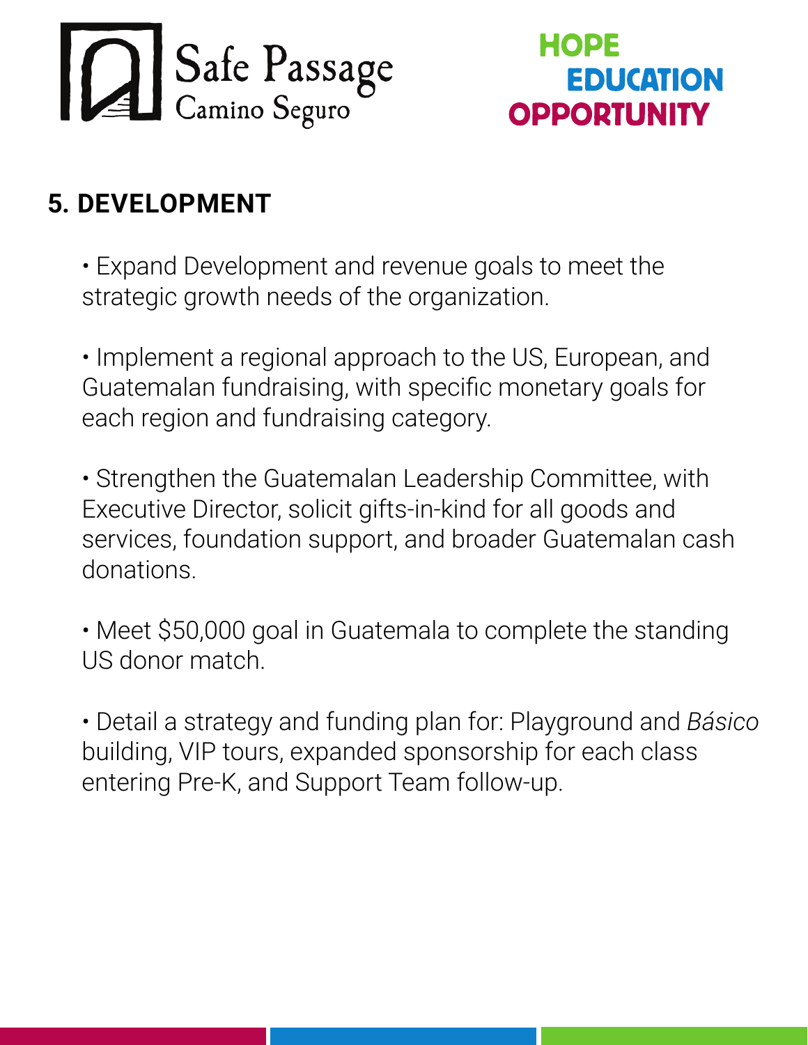## 5. DEVELOPMENT

- Expand Development and revenue goals to meet the strategic growth needs of the organization.
- Implement a regional approach to the US, European, and Guatemalan fundraising, with specific monetary goals for each region and fundraising category.
- Strengthen the Guatemalan Leadership Committee, with Executive Director, solicit gifts-in-kind for all goods and services, foundation support, and broader Guatemalan cash donations.
- Meet $50,000 goal in Guatemala to complete the standing US donor match.
- Detail a strategy and funding plan for: Playground and *Básico* building, VIP tours, expanded sponsorship for each class entering Pre-K, and Support Team follow-up.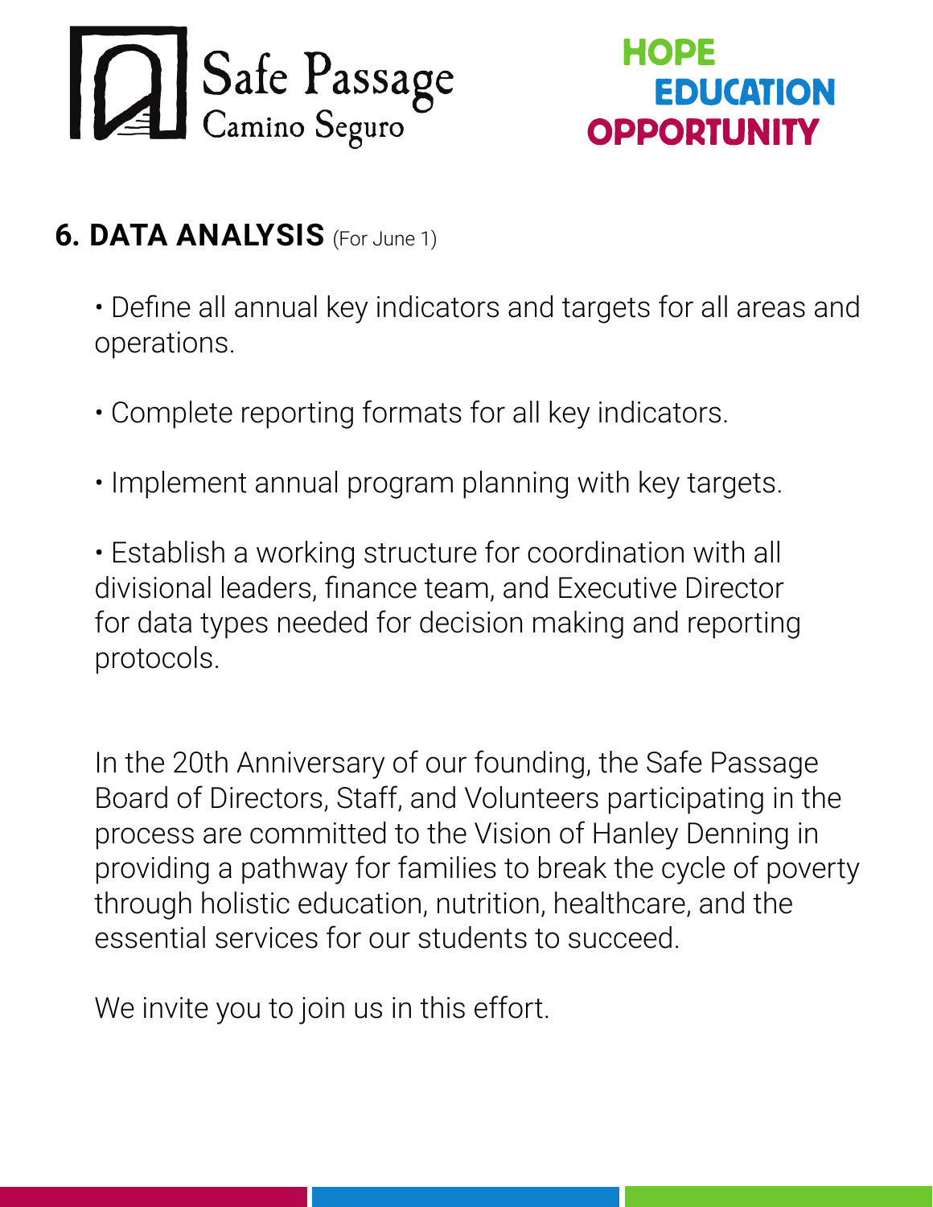Safe Passage
Camino Seguro

HOPE
EDUCATION
OPPORTUNITY

## 6. DATA ANALYSIS (For June 1)

- Define all annual key indicators and targets for all areas and operations.
- Complete reporting formats for all key indicators.
- Implement annual program planning with key targets.
- Establish a working structure for coordination with all divisional leaders, finance team, and Executive Director for data types needed for decision making and reporting protocols.

In the 20th Anniversary of our founding, the Safe Passage Board of Directors, Staff, and Volunteers participating in the process are committed to the Vision of Hanley Denning in providing a pathway for families to break the cycle of poverty through holistic education, nutrition, healthcare, and the essential services for our students to succeed.

We invite you to join us in this effort.